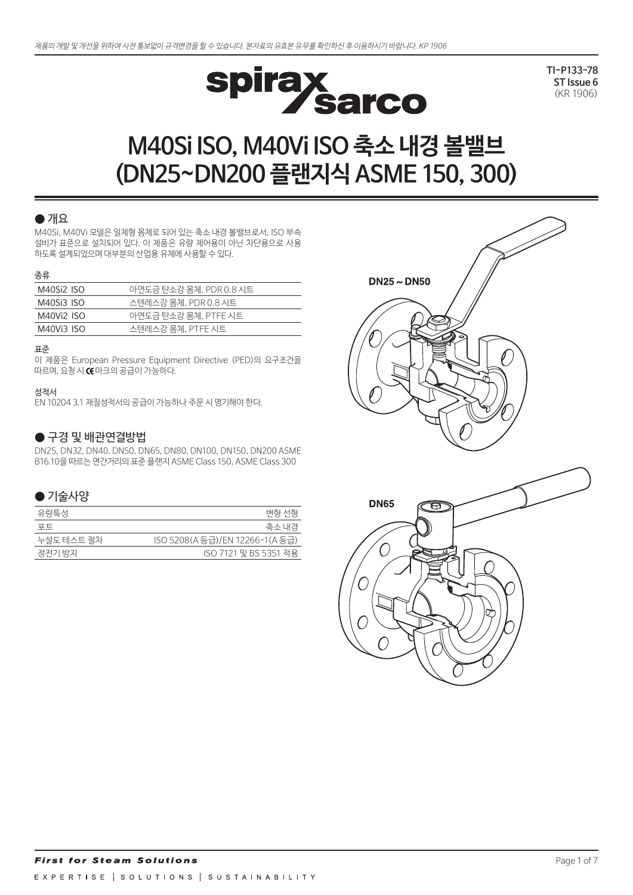제품의 개발 및 개선을 위하여 사전 통보없이 규격변경을 할 수 있습니다. 본자료의 유효본 유무를 확인하신 후 이용하시기 바랍니다. KP 1906

TI-P133-78
ST Issue 6
(KR 1906)

# M40Si ISO, M40Vi ISO 축소 내경 볼밸브 (DN25~DN200 플랜지식 ASME 150, 300)

## ● 개요

M40Si, M40Vi 모델은 일체형 몸체로 되어 있는 축소 내경 볼밸브로서, ISO 부속 설비가 표준으로 설치되어 있다. 이 제품은 유량 제어용이 아닌 차단용으로 사용하도록 설계되었으며 대부분의 산업용 유체에 사용할 수 있다.

**종류**

| | |
|---|---|
| M40Si2 ISO | 아연도금 탄소강 몸체, PDR 0.8 시트 |
| M40Si3 ISO | 스텐레스강 몸체, PDR 0.8 시트 |
| M40Vi2 ISO | 아연도금 탄소강 몸체, PTFE 시트 |
| M40Vi3 ISO | 스텐레스강 몸체, PTFE 시트 |

**표준**

이 제품은 European Pressure Equipment Directive (PED)의 요구조건을 따르며, 요청 시 CE 마크의 공급이 가능하다.

**성적서**

EN 10204 3.1 재질성적서의 공급이 가능하나 주문 시 명기해야 한다.

## ● 구경 및 배관연결방법

DN25, DN32, DN40, DN50, DN65, DN80, DN100, DN150, DN200 ASME B16.10을 따르는 면간거리의 표준 플랜지 ASME Class 150, ASME Class 300

## ● 기술사양

| | |
|---|---|
| 유량특성 | 변형 선형 |
| 포트 | 축소 내경 |
| 누설도 테스트 절차 | ISO 5208(A 등급)/EN 12266-1(A 등급) |
| 정전기 방지 | ISO 7121 및 BS 5351 적용 |

DN25 ~ DN50

DN65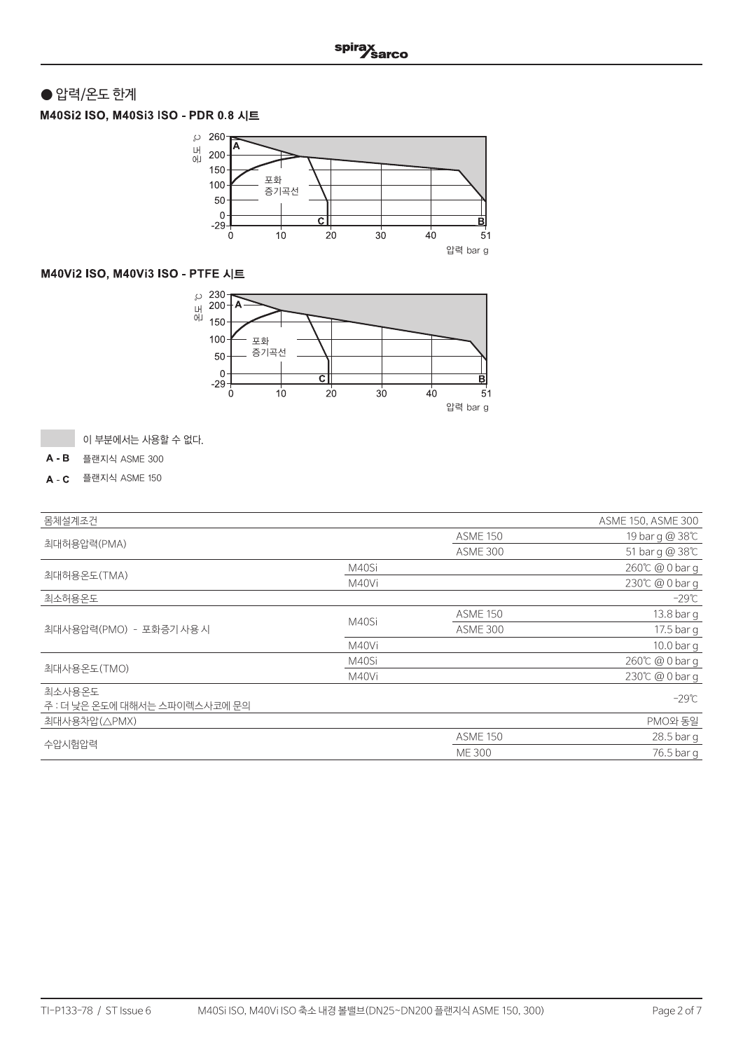## ● 압력/온도 한계

### M40Si2 ISO, M40Si3 ISO - PDR 0.8 시트

### M40Vi2 ISO, M40Vi3 ISO - PTFE 시트

이 부분에서는 사용할 수 없다.

**A - B** 플랜지식 ASME 300

**A - C** 플랜지식 ASME 150

| 몸체설계조건 | | | ASME 150, ASME 300 |
|---|---|---|---|
| 최대허용압력(PMA) | | ASME 150 | 19 bar g @ 38℃ |
| | | ASME 300 | 51 bar g @ 38℃ |
| 최대허용온도(TMA) | M40Si | | 260℃ @ 0 bar g |
| | M40Vi | | 230℃ @ 0 bar g |
| 최소허용온도 | | | -29℃ |
| 최대사용압력(PMO) - 포화증기 사용 시 | M40Si | ASME 150 | 13.8 bar g |
| | | ASME 300 | 17.5 bar g |
| | M40Vi | | 10.0 bar g |
| 최대사용온도(TMO) | M40Si | | 260℃ @ 0 bar g |
| | M40Vi | | 230℃ @ 0 bar g |
| 최소사용온도<br>주 : 더 낮은 온도에 대해서는 스파이렉스사코에 문의 | | | -29℃ |
| 최대사용차압(△PMX) | | | PMO와 동일 |
| 수압시험압력 | | ASME 150 | 28.5 bar g |
| | | ME 300 | 76.5 bar g |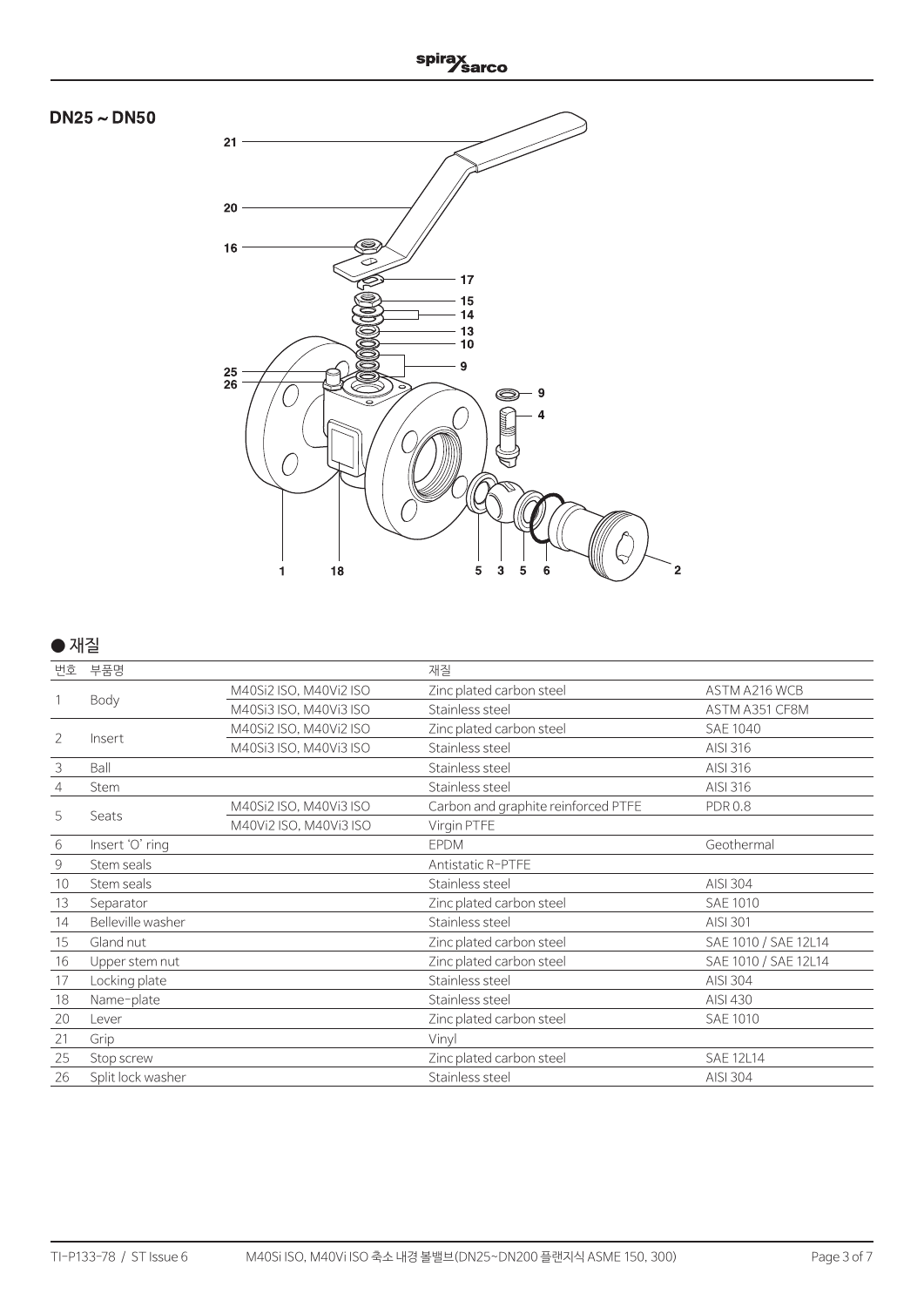**DN25 ~ DN50**

### ● 재질

| 번호 | 부품명 | | 재질 | |
|---|---|---|---|---|
| 1 | Body | M40Si2 ISO, M40Vi2 ISO | Zinc plated carbon steel | ASTM A216 WCB |
| | | M40Si3 ISO, M40Vi3 ISO | Stainless steel | ASTM A351 CF8M |
| 2 | Insert | M40Si2 ISO, M40Vi2 ISO | Zinc plated carbon steel | SAE 1040 |
| | | M40Si3 ISO, M40Vi3 ISO | Stainless steel | AISI 316 |
| 3 | Ball | | Stainless steel | AISI 316 |
| 4 | Stem | | Stainless steel | AISI 316 |
| 5 | Seats | M40Si2 ISO, M40Vi3 ISO | Carbon and graphite reinforced PTFE | PDR 0.8 |
| | | M40Vi2 ISO, M40Vi3 ISO | Virgin PTFE | |
| 6 | Insert 'O' ring | | EPDM | Geothermal |
| 9 | Stem seals | | Antistatic R-PTFE | |
| 10 | Stem seals | | Stainless steel | AISI 304 |
| 13 | Separator | | Zinc plated carbon steel | SAE 1010 |
| 14 | Belleville washer | | Stainless steel | AISI 301 |
| 15 | Gland nut | | Zinc plated carbon steel | SAE 1010 / SAE 12L14 |
| 16 | Upper stem nut | | Zinc plated carbon steel | SAE 1010 / SAE 12L14 |
| 17 | Locking plate | | Stainless steel | AISI 304 |
| 18 | Name-plate | | Stainless steel | AISI 430 |
| 20 | Lever | | Zinc plated carbon steel | SAE 1010 |
| 21 | Grip | | Vinyl | |
| 25 | Stop screw | | Zinc plated carbon steel | SAE 12L14 |
| 26 | Split lock washer | | Stainless steel | AISI 304 |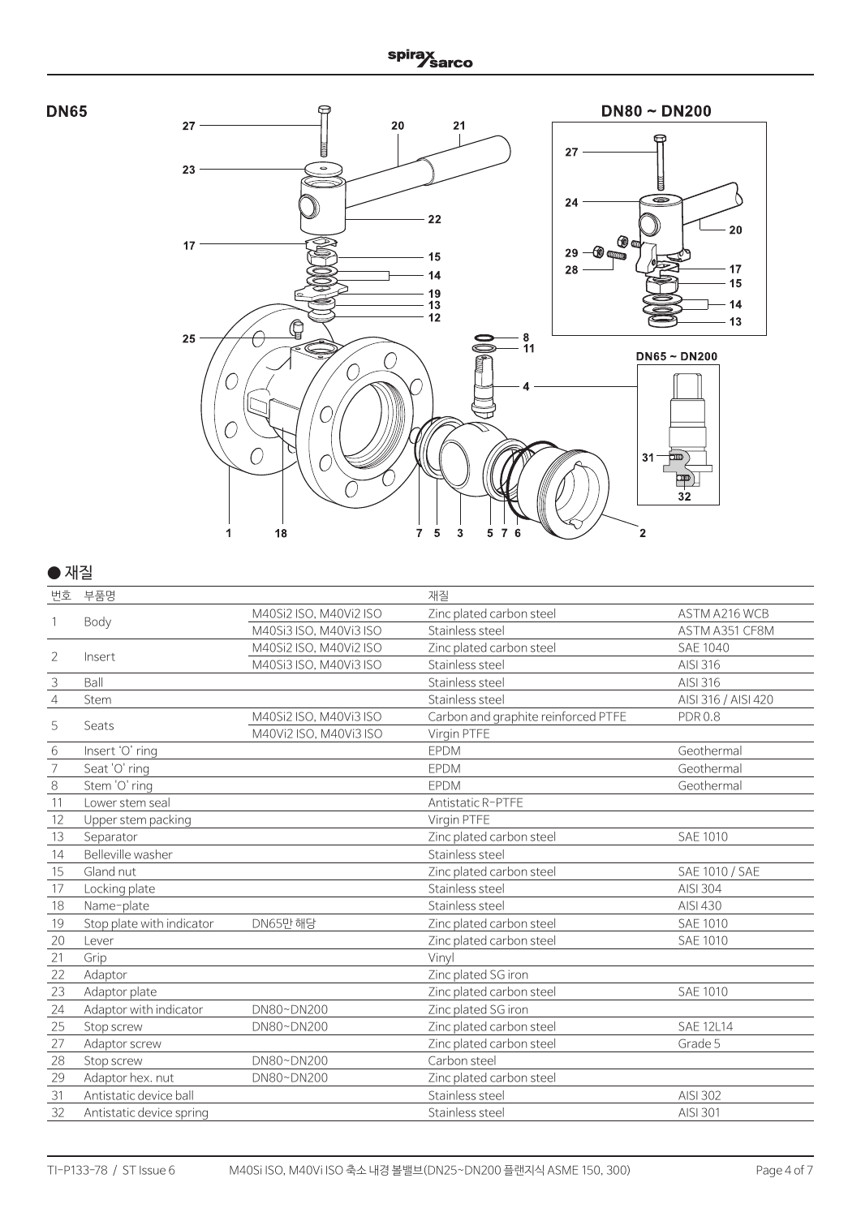## ● 재질

| 번호 | 부품명 | | 재질 | |
|---|---|---|---|---|
| 1 | Body | M40Si2 ISO, M40Vi2 ISO | Zinc plated carbon steel | ASTM A216 WCB |
| | | M40Si3 ISO, M40Vi3 ISO | Stainless steel | ASTM A351 CF8M |
| 2 | Insert | M40Si2 ISO, M40Vi2 ISO | Zinc plated carbon steel | SAE 1040 |
| | | M40Si3 ISO, M40Vi3 ISO | Stainless steel | AISI 316 |
| 3 | Ball | | Stainless steel | AISI 316 |
| 4 | Stem | | Stainless steel | AISI 316 / AISI 420 |
| 5 | Seats | M40Si2 ISO, M40Vi3 ISO | Carbon and graphite reinforced PTFE | PDR 0.8 |
| | | M40Vi2 ISO, M40Vi3 ISO | Virgin PTFE | |
| 6 | Insert 'O' ring | | EPDM | Geothermal |
| 7 | Seat 'O' ring | | EPDM | Geothermal |
| 8 | Stem 'O' ring | | EPDM | Geothermal |
| 11 | Lower stem seal | | Antistatic R-PTFE | |
| 12 | Upper stem packing | | Virgin PTFE | |
| 13 | Separator | | Zinc plated carbon steel | SAE 1010 |
| 14 | Belleville washer | | Stainless steel | |
| 15 | Gland nut | | Zinc plated carbon steel | SAE 1010 / SAE |
| 17 | Locking plate | | Stainless steel | AISI 304 |
| 18 | Name-plate | | Stainless steel | AISI 430 |
| 19 | Stop plate with indicator | DN65만 해당 | Zinc plated carbon steel | SAE 1010 |
| 20 | Lever | | Zinc plated carbon steel | SAE 1010 |
| 21 | Grip | | Vinyl | |
| 22 | Adaptor | | Zinc plated SG iron | |
| 23 | Adaptor plate | | Zinc plated carbon steel | SAE 1010 |
| 24 | Adaptor with indicator | DN80~DN200 | Zinc plated SG iron | |
| 25 | Stop screw | DN80~DN200 | Zinc plated carbon steel | SAE 12L14 |
| 27 | Adaptor screw | | Zinc plated carbon steel | Grade 5 |
| 28 | Stop screw | DN80~DN200 | Carbon steel | |
| 29 | Adaptor hex. nut | DN80~DN200 | Zinc plated carbon steel | |
| 31 | Antistatic device ball | | Stainless steel | AISI 302 |
| 32 | Antistatic device spring | | Stainless steel | AISI 301 |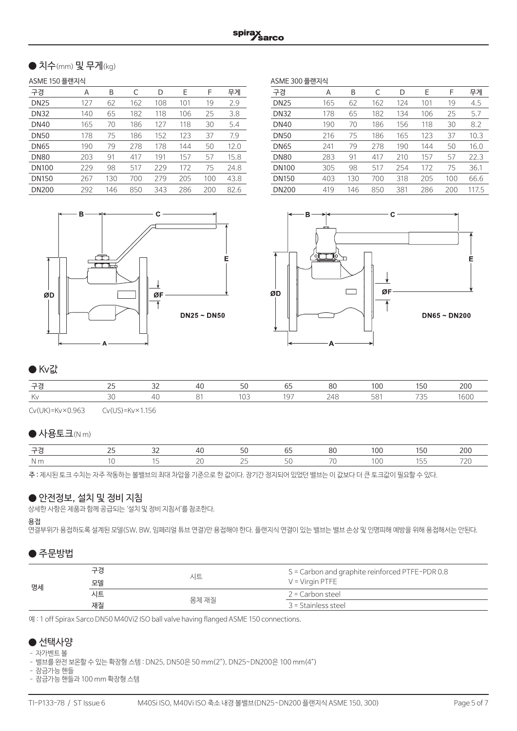## ● 치수(mm) 및 무게(kg)

ASME 150 플랜지식

| 구경 | A | B | C | D | E | F | 무게 |
|---|---|---|---|---|---|---|---|
| DN25 | 127 | 62 | 162 | 108 | 101 | 19 | 2.9 |
| DN32 | 140 | 65 | 182 | 118 | 106 | 25 | 3.8 |
| DN40 | 165 | 70 | 186 | 127 | 118 | 30 | 5.4 |
| DN50 | 178 | 75 | 186 | 152 | 123 | 37 | 7.9 |
| DN65 | 190 | 79 | 278 | 178 | 144 | 50 | 12.0 |
| DN80 | 203 | 91 | 417 | 191 | 157 | 57 | 15.8 |
| DN100 | 229 | 98 | 517 | 229 | 172 | 75 | 24.8 |
| DN150 | 267 | 130 | 700 | 279 | 205 | 100 | 43.8 |
| DN200 | 292 | 146 | 850 | 343 | 286 | 200 | 82.6 |

ASME 300 플랜지식

| 구경 | A | B | C | D | E | F | 무게 |
|---|---|---|---|---|---|---|---|
| DN25 | 165 | 62 | 162 | 124 | 101 | 19 | 4.5 |
| DN32 | 178 | 65 | 182 | 134 | 106 | 25 | 5.7 |
| DN40 | 190 | 70 | 186 | 156 | 118 | 30 | 8.2 |
| DN50 | 216 | 75 | 186 | 165 | 123 | 37 | 10.3 |
| DN65 | 241 | 79 | 278 | 190 | 144 | 50 | 16.0 |
| DN80 | 283 | 91 | 417 | 210 | 157 | 57 | 22.3 |
| DN100 | 305 | 98 | 517 | 254 | 172 | 75 | 36.1 |
| DN150 | 403 | 130 | 700 | 318 | 205 | 100 | 66.6 |
| DN200 | 419 | 146 | 850 | 381 | 286 | 200 | 117.5 |

DN25 ~ DN50

DN65 ~ DN200

## ● Kv값

| 구경 | 25 | 32 | 40 | 50 | 65 | 80 | 100 | 150 | 200 |
|---|---|---|---|---|---|---|---|---|---|
| Kv | 30 | 40 | 81 | 103 | 197 | 248 | 581 | 735 | 1600 |

Cv(UK)=Kv×0.963 Cv(US)=Kv×1.156

## ● 사용토크(N m)

| 구경 | 25 | 32 | 40 | 50 | 65 | 80 | 100 | 150 | 200 |
|---|---|---|---|---|---|---|---|---|---|
| N m | 10 | 15 | 20 | 25 | 50 | 70 | 100 | 155 | 720 |

**주 :** 제시된 토크 수치는 자주 작동하는 볼밸브의 최대 차압을 기준으로 한 값이다. 장기간 정지되어 있었던 밸브는 이 값보다 더 큰 토크값이 필요할 수 있다.

## ● 안전정보, 설치 및 정비 지침

상세한 사항은 제품과 함께 공급되는 '설치 및 정비 지침서'를 참조한다.

**용접**

연결부위가 용접하도록 설계된 모델(SW, BW, 임페리얼 튜브 연결)만 용접해야 한다. 플랜지식 연결이 있는 밸브는 밸브 손상 및 인명피해 예방을 위해 용접해서는 안된다.

## ● 주문방법

| 명세 | 구경<br>모델<br>시트<br>재질 | 시트 | S = Carbon and graphite reinforced PTFE-PDR 0.8<br>V = Virgin PTFE |
|---|---|---|---|
| | | 몸체 재질 | 2 = Carbon steel<br>3 = Stainless steel |

예 : 1 off Spirax Sarco DN50 M40Vi2 ISO ball valve having flanged ASME 150 connections.

## ● 선택사양

- 자가벤트 볼
- 밸브를 완전 보온할 수 있는 확장형 스템 : DN25, DN50은 50 mm(2"), DN25~DN200은 100 mm(4")
- 잠금가능 핸들
- 잠금가능 핸들과 100 mm 확장형 스템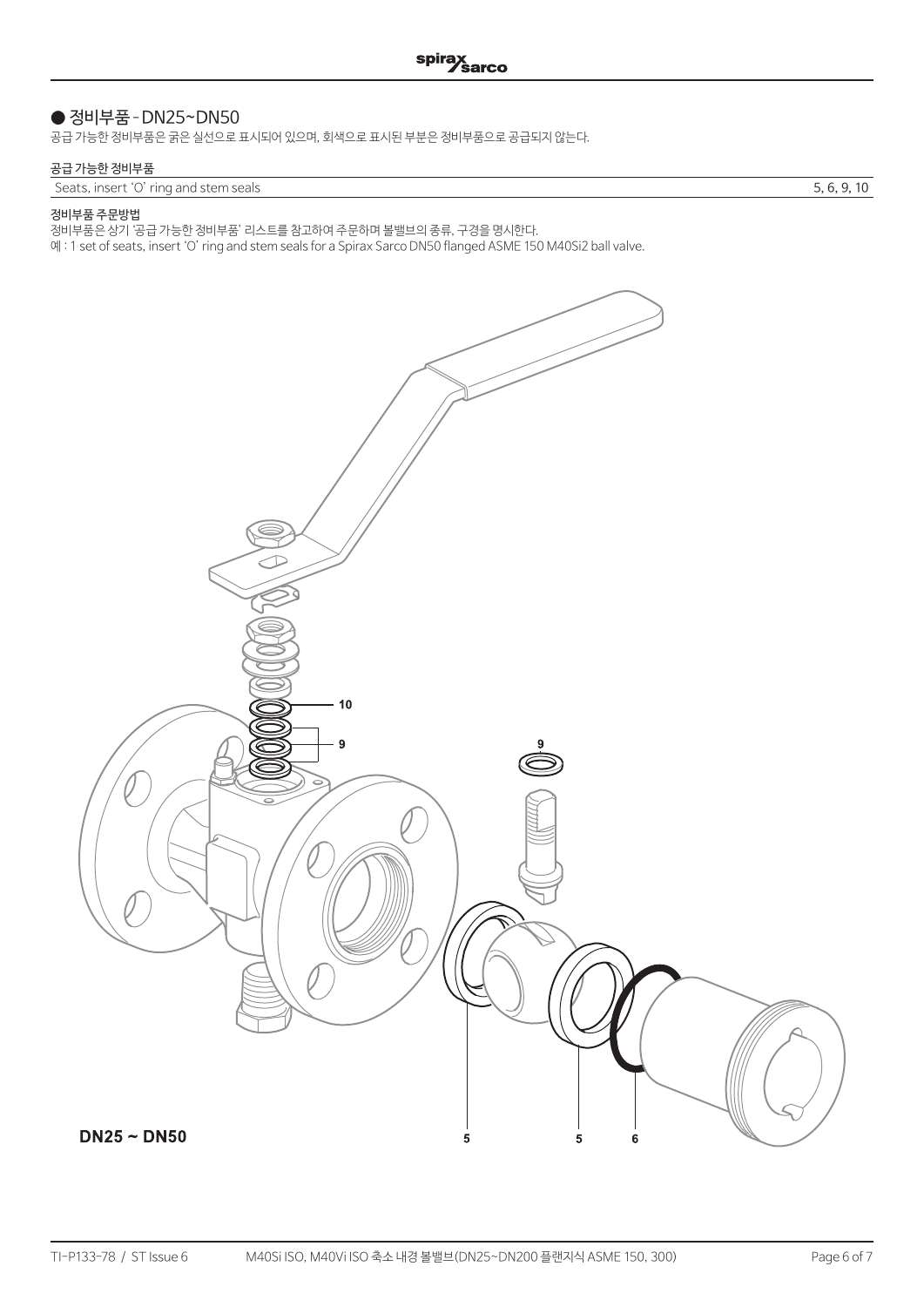## ● 정비부품 - DN25~DN50

공급 가능한 정비부품은 굵은 실선으로 표시되어 있으며, 회색으로 표시된 부분은 정비부품으로 공급되지 않는다.

### 공급 가능한 정비부품

| Seats, insert 'O' ring and stem seals | 5, 6, 9, 10 |
|---|---|

### 정비부품 주문방법

정비부품은 상기 '공급 가능한 정비부품' 리스트를 참고하여 주문하며 볼밸브의 종류, 구경을 명시한다.

예 : 1 set of seats, insert 'O' ring and stem seals for a Spirax Sarco DN50 flanged ASME 150 M40Si2 ball valve.

10

9

9

5 5 6

**DN25 ~ DN50**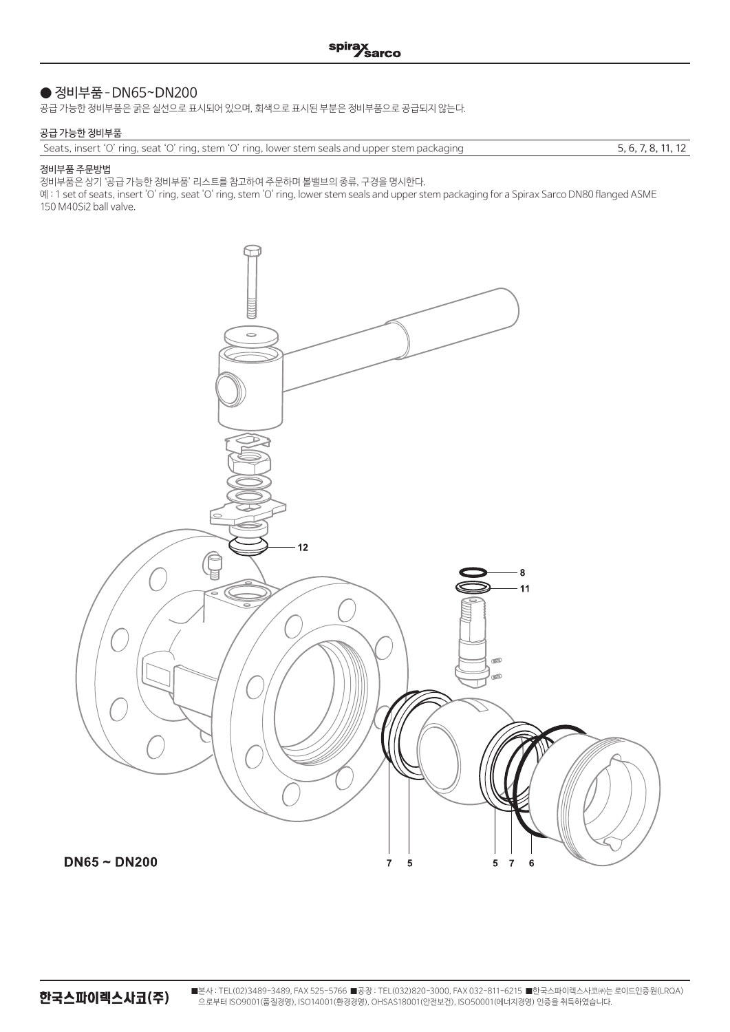## ● 정비부품 - DN65~DN200

공급 가능한 정비부품은 굵은 실선으로 표시되어 있으며, 회색으로 표시된 부분은 정비부품으로 공급되지 않는다.

**공급 가능한 정비부품**

| | |
|---|---|
| Seats, insert 'O' ring, seat 'O' ring, stem 'O' ring, lower stem seals and upper stem packaging | 5, 6, 7, 8, 11, 12 |

**정비부품 주문방법**

정비부품은 상기 '공급 가능한 정비부품' 리스트를 참고하여 주문하며 볼밸브의 종류, 구경을 명시한다.

예 : 1 set of seats, insert 'O' ring, seat 'O' ring, stem 'O' ring, lower stem seals and upper stem packaging for a Spirax Sarco DN80 flanged ASME 150 M40Si2 ball valve.

12

8

11

7 5 5 7 6

**DN65 ~ DN200**

**한국스파이렉스사코(주)**

■본사 : TEL(02)3489-3489, FAX 525-5766 ■공장 : TEL(032)820-3000, FAX 032-811-6215 ■한국스파이렉스사코㈜는 로이드인증원(LRQA)으로부터 ISO9001(품질경영), ISO14001(환경경영), OHSAS18001(안전보건), ISO50001(에너지경영) 인증을 취득하였습니다.